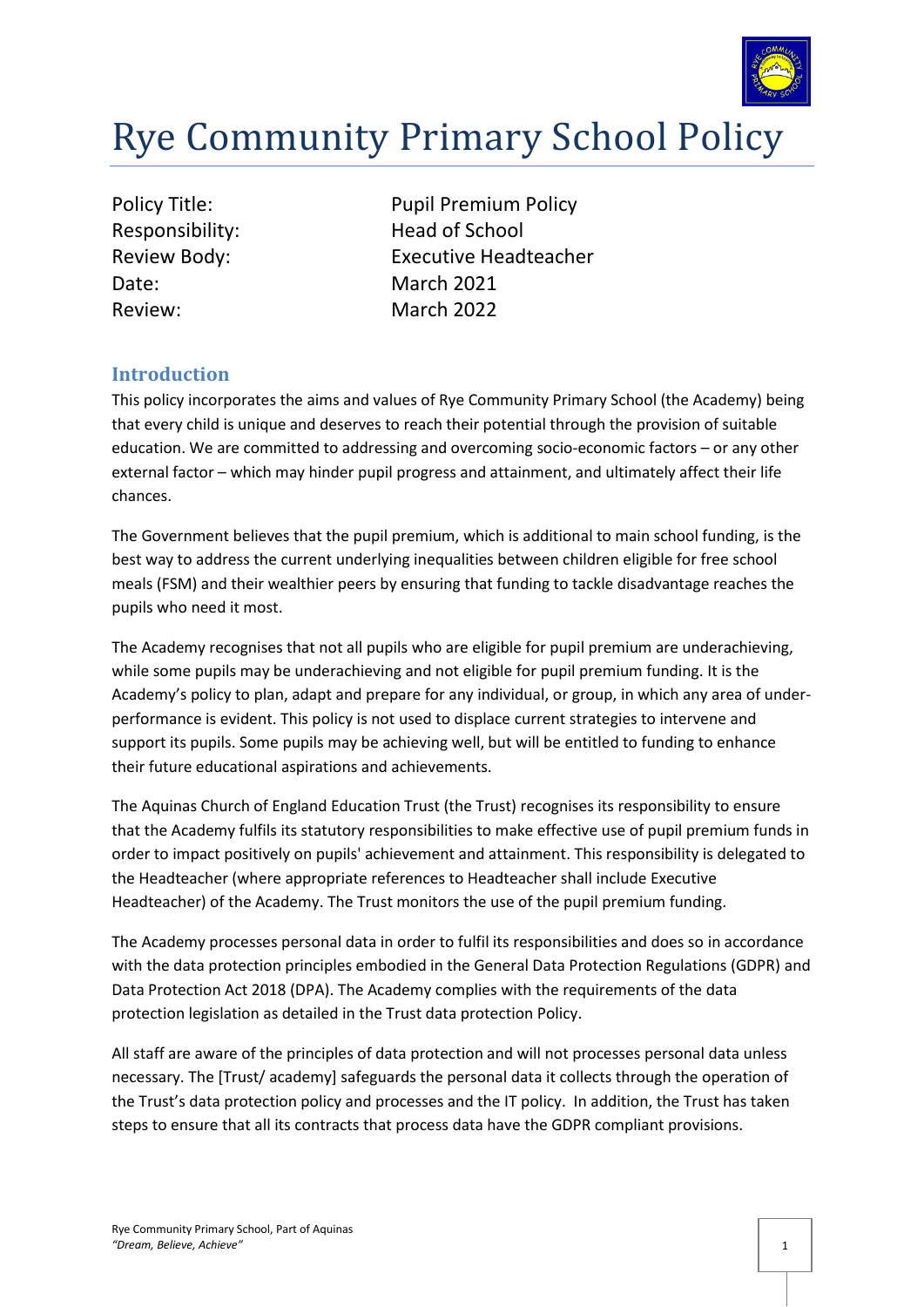# Rye Community Primary School Policy

| | |
|---|---|
| Policy Title: | Pupil Premium Policy |
| Responsibility: | Head of School |
| Review Body: | Executive Headteacher |
| Date: | March 2021 |
| Review: | March 2022 |

## Introduction

This policy incorporates the aims and values of Rye Community Primary School (the Academy) being that every child is unique and deserves to reach their potential through the provision of suitable education. We are committed to addressing and overcoming socio-economic factors – or any other external factor – which may hinder pupil progress and attainment, and ultimately affect their life chances.

The Government believes that the pupil premium, which is additional to main school funding, is the best way to address the current underlying inequalities between children eligible for free school meals (FSM) and their wealthier peers by ensuring that funding to tackle disadvantage reaches the pupils who need it most.

The Academy recognises that not all pupils who are eligible for pupil premium are underachieving, while some pupils may be underachieving and not eligible for pupil premium funding. It is the Academy's policy to plan, adapt and prepare for any individual, or group, in which any area of under-performance is evident. This policy is not used to displace current strategies to intervene and support its pupils. Some pupils may be achieving well, but will be entitled to funding to enhance their future educational aspirations and achievements.

The Aquinas Church of England Education Trust (the Trust) recognises its responsibility to ensure that the Academy fulfils its statutory responsibilities to make effective use of pupil premium funds in order to impact positively on pupils' achievement and attainment. This responsibility is delegated to the Headteacher (where appropriate references to Headteacher shall include Executive Headteacher) of the Academy. The Trust monitors the use of the pupil premium funding.

The Academy processes personal data in order to fulfil its responsibilities and does so in accordance with the data protection principles embodied in the General Data Protection Regulations (GDPR) and Data Protection Act 2018 (DPA). The Academy complies with the requirements of the data protection legislation as detailed in the Trust data protection Policy.

All staff are aware of the principles of data protection and will not processes personal data unless necessary. The [Trust/ academy] safeguards the personal data it collects through the operation of the Trust's data protection policy and processes and the IT policy. In addition, the Trust has taken steps to ensure that all its contracts that process data have the GDPR compliant provisions.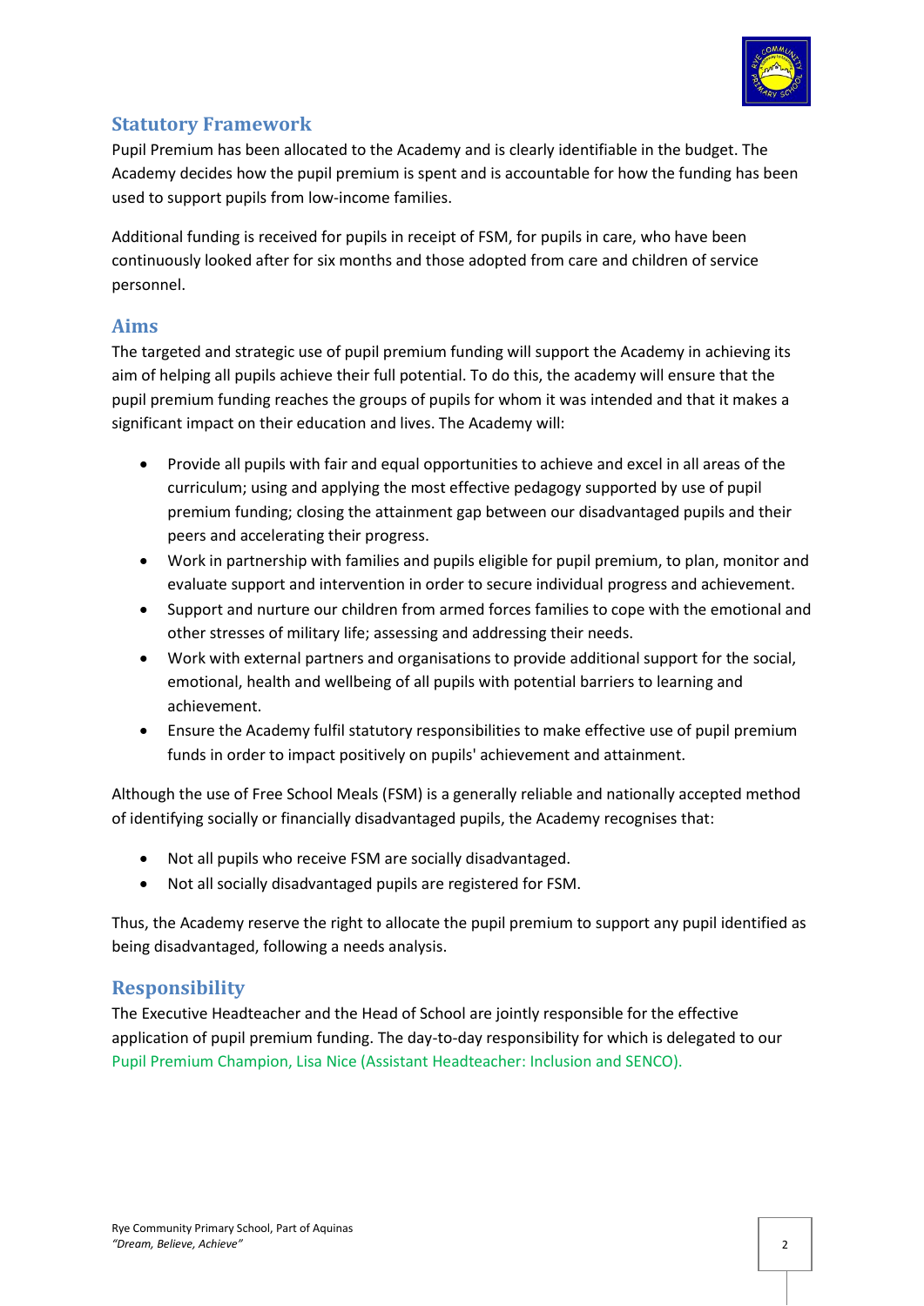## Statutory Framework

Pupil Premium has been allocated to the Academy and is clearly identifiable in the budget. The Academy decides how the pupil premium is spent and is accountable for how the funding has been used to support pupils from low-income families.

Additional funding is received for pupils in receipt of FSM, for pupils in care, who have been continuously looked after for six months and those adopted from care and children of service personnel.

## Aims

The targeted and strategic use of pupil premium funding will support the Academy in achieving its aim of helping all pupils achieve their full potential. To do this, the academy will ensure that the pupil premium funding reaches the groups of pupils for whom it was intended and that it makes a significant impact on their education and lives. The Academy will:

- Provide all pupils with fair and equal opportunities to achieve and excel in all areas of the curriculum; using and applying the most effective pedagogy supported by use of pupil premium funding; closing the attainment gap between our disadvantaged pupils and their peers and accelerating their progress.
- Work in partnership with families and pupils eligible for pupil premium, to plan, monitor and evaluate support and intervention in order to secure individual progress and achievement.
- Support and nurture our children from armed forces families to cope with the emotional and other stresses of military life; assessing and addressing their needs.
- Work with external partners and organisations to provide additional support for the social, emotional, health and wellbeing of all pupils with potential barriers to learning and achievement.
- Ensure the Academy fulfil statutory responsibilities to make effective use of pupil premium funds in order to impact positively on pupils' achievement and attainment.

Although the use of Free School Meals (FSM) is a generally reliable and nationally accepted method of identifying socially or financially disadvantaged pupils, the Academy recognises that:

- Not all pupils who receive FSM are socially disadvantaged.
- Not all socially disadvantaged pupils are registered for FSM.

Thus, the Academy reserve the right to allocate the pupil premium to support any pupil identified as being disadvantaged, following a needs analysis.

## Responsibility

The Executive Headteacher and the Head of School are jointly responsible for the effective application of pupil premium funding. The day-to-day responsibility for which is delegated to our Pupil Premium Champion, Lisa Nice (Assistant Headteacher: Inclusion and SENCO).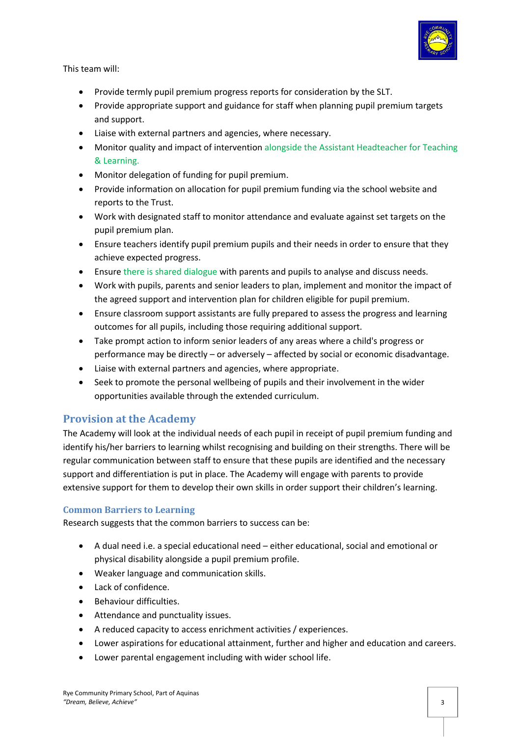This team will:

- Provide termly pupil premium progress reports for consideration by the SLT.
- Provide appropriate support and guidance for staff when planning pupil premium targets and support.
- Liaise with external partners and agencies, where necessary.
- Monitor quality and impact of intervention alongside the Assistant Headteacher for Teaching & Learning.
- Monitor delegation of funding for pupil premium.
- Provide information on allocation for pupil premium funding via the school website and reports to the Trust.
- Work with designated staff to monitor attendance and evaluate against set targets on the pupil premium plan.
- Ensure teachers identify pupil premium pupils and their needs in order to ensure that they achieve expected progress.
- Ensure there is shared dialogue with parents and pupils to analyse and discuss needs.
- Work with pupils, parents and senior leaders to plan, implement and monitor the impact of the agreed support and intervention plan for children eligible for pupil premium.
- Ensure classroom support assistants are fully prepared to assess the progress and learning outcomes for all pupils, including those requiring additional support.
- Take prompt action to inform senior leaders of any areas where a child's progress or performance may be directly – or adversely – affected by social or economic disadvantage.
- Liaise with external partners and agencies, where appropriate.
- Seek to promote the personal wellbeing of pupils and their involvement in the wider opportunities available through the extended curriculum.

## Provision at the Academy

The Academy will look at the individual needs of each pupil in receipt of pupil premium funding and identify his/her barriers to learning whilst recognising and building on their strengths. There will be regular communication between staff to ensure that these pupils are identified and the necessary support and differentiation is put in place. The Academy will engage with parents to provide extensive support for them to develop their own skills in order support their children's learning.

### Common Barriers to Learning

Research suggests that the common barriers to success can be:

- A dual need i.e. a special educational need – either educational, social and emotional or physical disability alongside a pupil premium profile.
- Weaker language and communication skills.
- Lack of confidence.
- Behaviour difficulties.
- Attendance and punctuality issues.
- A reduced capacity to access enrichment activities / experiences.
- Lower aspirations for educational attainment, further and higher and education and careers.
- Lower parental engagement including with wider school life.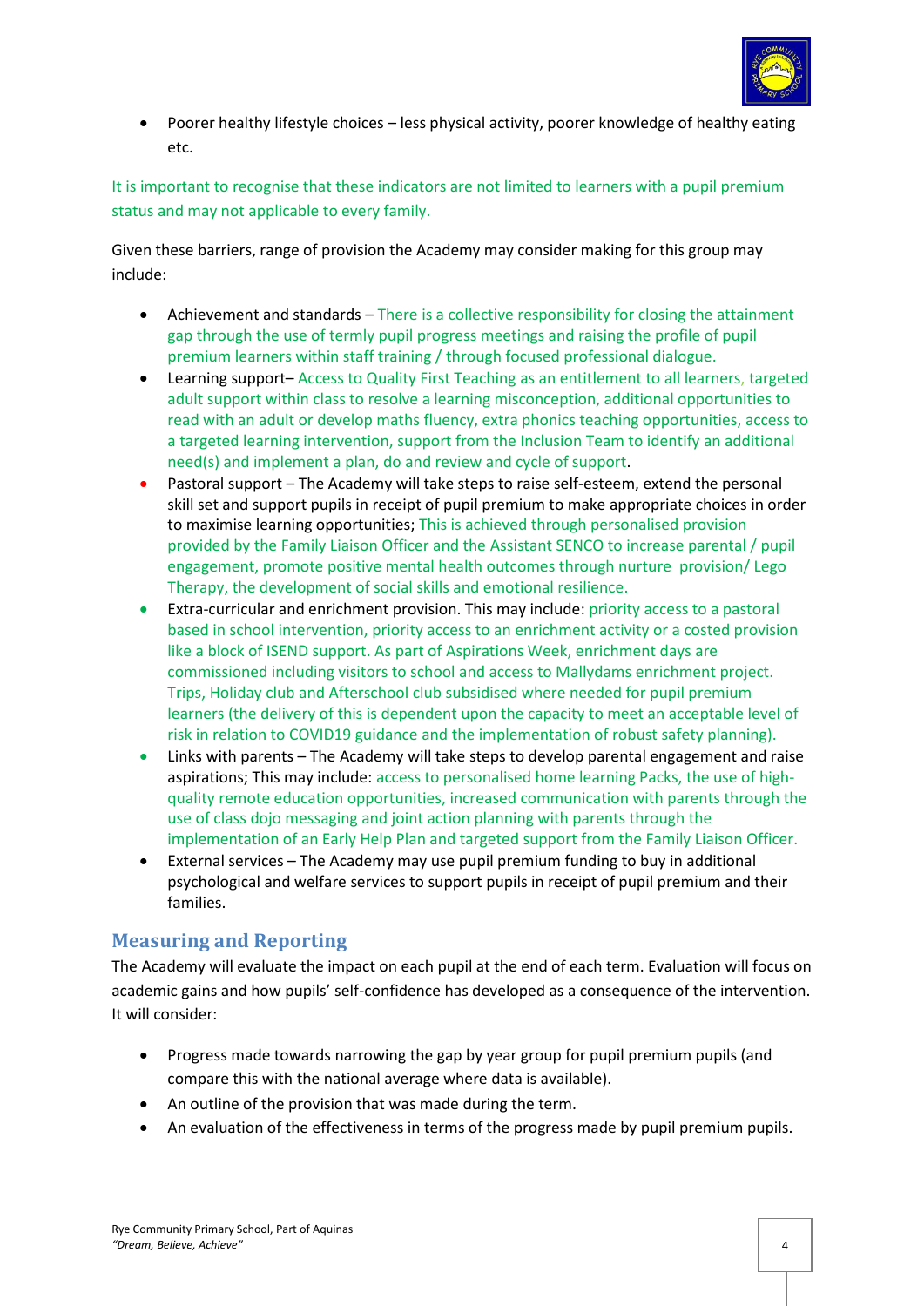- Poorer healthy lifestyle choices – less physical activity, poorer knowledge of healthy eating etc.

It is important to recognise that these indicators are not limited to learners with a pupil premium status and may not applicable to every family.

Given these barriers, range of provision the Academy may consider making for this group may include:

- Achievement and standards – There is a collective responsibility for closing the attainment gap through the use of termly pupil progress meetings and raising the profile of pupil premium learners within staff training / through focused professional dialogue.
- Learning support– Access to Quality First Teaching as an entitlement to all learners, targeted adult support within class to resolve a learning misconception, additional opportunities to read with an adult or develop maths fluency, extra phonics teaching opportunities, access to a targeted learning intervention, support from the Inclusion Team to identify an additional need(s) and implement a plan, do and review and cycle of support.
- Pastoral support – The Academy will take steps to raise self-esteem, extend the personal skill set and support pupils in receipt of pupil premium to make appropriate choices in order to maximise learning opportunities; This is achieved through personalised provision provided by the Family Liaison Officer and the Assistant SENCO to increase parental / pupil engagement, promote positive mental health outcomes through nurture provision/ Lego Therapy, the development of social skills and emotional resilience.
- Extra-curricular and enrichment provision. This may include: priority access to a pastoral based in school intervention, priority access to an enrichment activity or a costed provision like a block of ISEND support. As part of Aspirations Week, enrichment days are commissioned including visitors to school and access to Mallydams enrichment project. Trips, Holiday club and Afterschool club subsidised where needed for pupil premium learners (the delivery of this is dependent upon the capacity to meet an acceptable level of risk in relation to COVID19 guidance and the implementation of robust safety planning).
- Links with parents – The Academy will take steps to develop parental engagement and raise aspirations; This may include: access to personalised home learning Packs, the use of high-quality remote education opportunities, increased communication with parents through the use of class dojo messaging and joint action planning with parents through the implementation of an Early Help Plan and targeted support from the Family Liaison Officer.
- External services – The Academy may use pupil premium funding to buy in additional psychological and welfare services to support pupils in receipt of pupil premium and their families.

## Measuring and Reporting

The Academy will evaluate the impact on each pupil at the end of each term. Evaluation will focus on academic gains and how pupils' self-confidence has developed as a consequence of the intervention. It will consider:

- Progress made towards narrowing the gap by year group for pupil premium pupils (and compare this with the national average where data is available).
- An outline of the provision that was made during the term.
- An evaluation of the effectiveness in terms of the progress made by pupil premium pupils.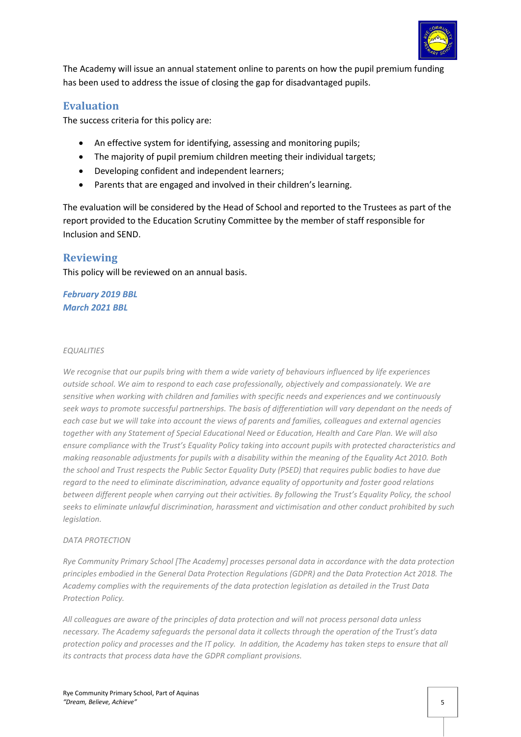The Academy will issue an annual statement online to parents on how the pupil premium funding has been used to address the issue of closing the gap for disadvantaged pupils.

## Evaluation

The success criteria for this policy are:

- An effective system for identifying, assessing and monitoring pupils;
- The majority of pupil premium children meeting their individual targets;
- Developing confident and independent learners;
- Parents that are engaged and involved in their children's learning.

The evaluation will be considered by the Head of School and reported to the Trustees as part of the report provided to the Education Scrutiny Committee by the member of staff responsible for Inclusion and SEND.

## Reviewing

This policy will be reviewed on an annual basis.

***February 2019 BBL***
***March 2021 BBL***

*EQUALITIES*

*We recognise that our pupils bring with them a wide variety of behaviours influenced by life experiences outside school. We aim to respond to each case professionally, objectively and compassionately. We are sensitive when working with children and families with specific needs and experiences and we continuously seek ways to promote successful partnerships. The basis of differentiation will vary dependant on the needs of each case but we will take into account the views of parents and families, colleagues and external agencies together with any Statement of Special Educational Need or Education, Health and Care Plan. We will also ensure compliance with the Trust's Equality Policy taking into account pupils with protected characteristics and making reasonable adjustments for pupils with a disability within the meaning of the Equality Act 2010. Both the school and Trust respects the Public Sector Equality Duty (PSED) that requires public bodies to have due regard to the need to eliminate discrimination, advance equality of opportunity and foster good relations between different people when carrying out their activities. By following the Trust's Equality Policy, the school seeks to eliminate unlawful discrimination, harassment and victimisation and other conduct prohibited by such legislation.*

*DATA PROTECTION*

*Rye Community Primary School [The Academy] processes personal data in accordance with the data protection principles embodied in the General Data Protection Regulations (GDPR) and the Data Protection Act 2018. The Academy complies with the requirements of the data protection legislation as detailed in the Trust Data Protection Policy.*

*All colleagues are aware of the principles of data protection and will not process personal data unless necessary. The Academy safeguards the personal data it collects through the operation of the Trust's data protection policy and processes and the IT policy. In addition, the Academy has taken steps to ensure that all its contracts that process data have the GDPR compliant provisions.*